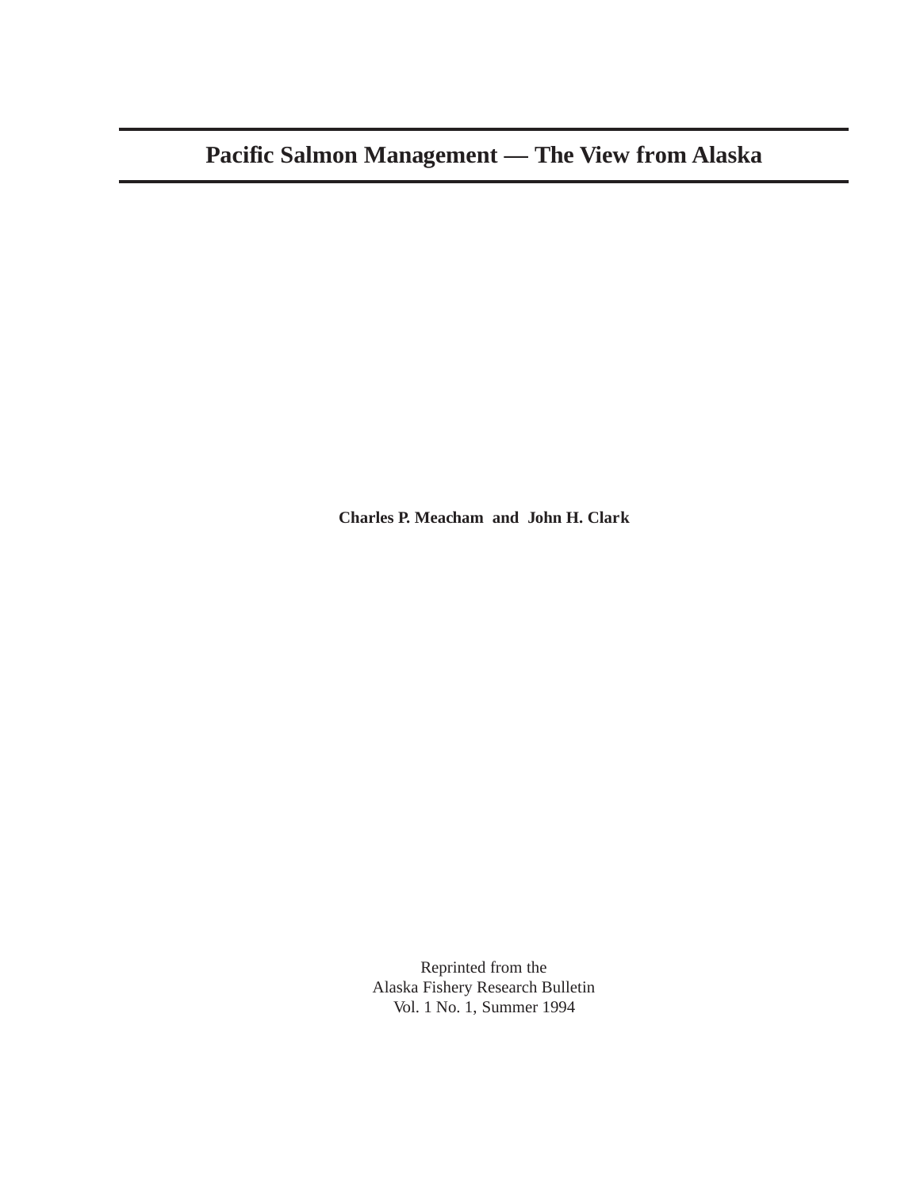# Pacific Salmon Management — The View from Alaska

**Charles P. Meacham and John H. Clark**

Reprinted from the
Alaska Fishery Research Bulletin
Vol. 1 No. 1, Summer 1994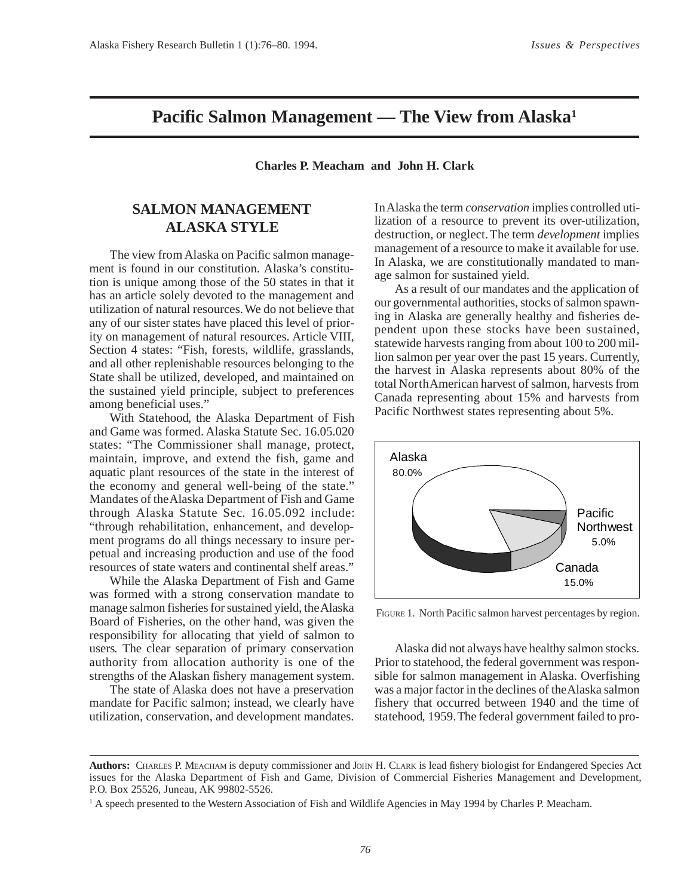# Pacific Salmon Management — The View from Alaska[1]

**Charles P. Meacham and John H. Clark**

## SALMON MANAGEMENT ALASKA STYLE

The view from Alaska on Pacific salmon management is found in our constitution. Alaska's constitution is unique among those of the 50 states in that it has an article solely devoted to the management and utilization of natural resources. We do not believe that any of our sister states have placed this level of priority on management of natural resources. Article VIII, Section 4 states: "Fish, forests, wildlife, grasslands, and all other replenishable resources belonging to the State shall be utilized, developed, and maintained on the sustained yield principle, subject to preferences among beneficial uses."

With Statehood, the Alaska Department of Fish and Game was formed. Alaska Statute Sec. 16.05.020 states: "The Commissioner shall manage, protect, maintain, improve, and extend the fish, game and aquatic plant resources of the state in the interest of the economy and general well-being of the state." Mandates of the Alaska Department of Fish and Game through Alaska Statute Sec. 16.05.092 include: "through rehabilitation, enhancement, and development programs do all things necessary to insure perpetual and increasing production and use of the food resources of state waters and continental shelf areas."

While the Alaska Department of Fish and Game was formed with a strong conservation mandate to manage salmon fisheries for sustained yield, the Alaska Board of Fisheries, on the other hand, was given the responsibility for allocating that yield of salmon to users. The clear separation of primary conservation authority from allocation authority is one of the strengths of the Alaskan fishery management system.

The state of Alaska does not have a preservation mandate for Pacific salmon; instead, we clearly have utilization, conservation, and development mandates. In Alaska the term *conservation* implies controlled utilization of a resource to prevent its over-utilization, destruction, or neglect. The term *development* implies management of a resource to make it available for use. In Alaska, we are constitutionally mandated to manage salmon for sustained yield.

As a result of our mandates and the application of our governmental authorities, stocks of salmon spawning in Alaska are generally healthy and fisheries dependent upon these stocks have been sustained, statewide harvests ranging from about 100 to 200 million salmon per year over the past 15 years. Currently, the harvest in Alaska represents about 80% of the total North American harvest of salmon, harvests from Canada representing about 15% and harvests from Pacific Northwest states representing about 5%.

| Region | Percentage |
|---|---|
| Alaska | 80.0% |
| Pacific Northwest | 5.0% |
| Canada | 15.0% |

FIGURE 1. North Pacific salmon harvest percentages by region.

Alaska did not always have healthy salmon stocks. Prior to statehood, the federal government was responsible for salmon management in Alaska. Overfishing was a major factor in the declines of the Alaska salmon fishery that occurred between 1940 and the time of statehood, 1959. The federal government failed to pro-

---

**Authors:** CHARLES P. MEACHAM is deputy commissioner and JOHN H. CLARK is lead fishery biologist for Endangered Species Act issues for the Alaska Department of Fish and Game, Division of Commercial Fisheries Management and Development, P.O. Box 25526, Juneau, AK 99802-5526.

[1] A speech presented to the Western Association of Fish and Wildlife Agencies in May 1994 by Charles P. Meacham.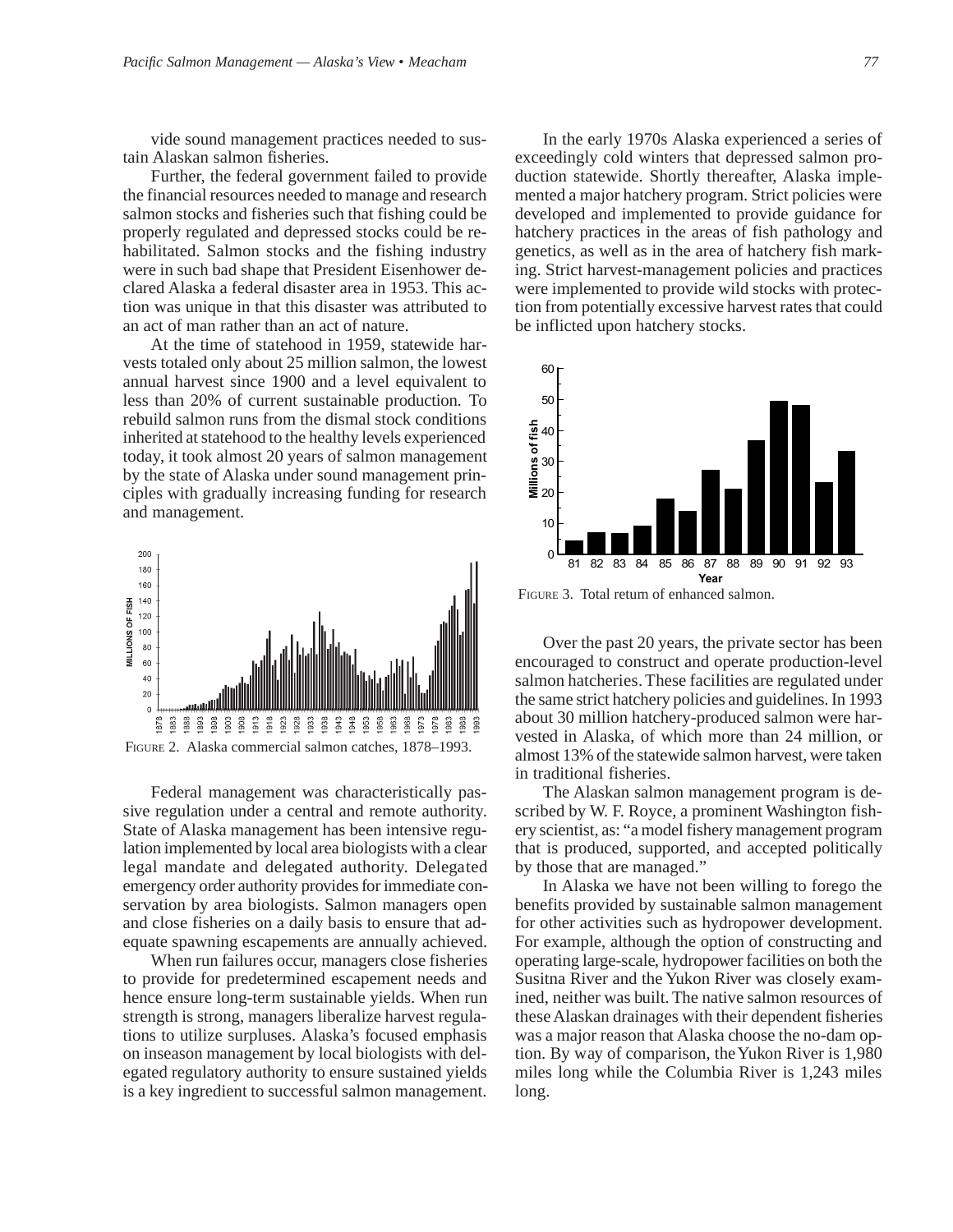vide sound management practices needed to sustain Alaskan salmon fisheries.

Further, the federal government failed to provide the financial resources needed to manage and research salmon stocks and fisheries such that fishing could be properly regulated and depressed stocks could be rehabilitated. Salmon stocks and the fishing industry were in such bad shape that President Eisenhower declared Alaska a federal disaster area in 1953. This action was unique in that this disaster was attributed to an act of man rather than an act of nature.

At the time of statehood in 1959, statewide harvests totaled only about 25 million salmon, the lowest annual harvest since 1900 and a level equivalent to less than 20% of current sustainable production. To rebuild salmon runs from the dismal stock conditions inherited at statehood to the healthy levels experienced today, it took almost 20 years of salmon management by the state of Alaska under sound management principles with gradually increasing funding for research and management.

FIGURE 2. Alaska commercial salmon catches, 1878–1993.

Federal management was characteristically passive regulation under a central and remote authority. State of Alaska management has been intensive regulation implemented by local area biologists with a clear legal mandate and delegated authority. Delegated emergency order authority provides for immediate conservation by area biologists. Salmon managers open and close fisheries on a daily basis to ensure that adequate spawning escapements are annually achieved.

When run failures occur, managers close fisheries to provide for predetermined escapement needs and hence ensure long-term sustainable yields. When run strength is strong, managers liberalize harvest regulations to utilize surpluses. Alaska's focused emphasis on inseason management by local biologists with delegated regulatory authority to ensure sustained yields is a key ingredient to successful salmon management.

In the early 1970s Alaska experienced a series of exceedingly cold winters that depressed salmon production statewide. Shortly thereafter, Alaska implemented a major hatchery program. Strict policies were developed and implemented to provide guidance for hatchery practices in the areas of fish pathology and genetics, as well as in the area of hatchery fish marking. Strict harvest-management policies and practices were implemented to provide wild stocks with protection from potentially excessive harvest rates that could be inflicted upon hatchery stocks.

FIGURE 3. Total return of enhanced salmon.

Over the past 20 years, the private sector has been encouraged to construct and operate production-level salmon hatcheries. These facilities are regulated under the same strict hatchery policies and guidelines. In 1993 about 30 million hatchery-produced salmon were harvested in Alaska, of which more than 24 million, or almost 13% of the statewide salmon harvest, were taken in traditional fisheries.

The Alaskan salmon management program is described by W. F. Royce, a prominent Washington fishery scientist, as: "a model fishery management program that is produced, supported, and accepted politically by those that are managed."

In Alaska we have not been willing to forego the benefits provided by sustainable salmon management for other activities such as hydropower development. For example, although the option of constructing and operating large-scale, hydropower facilities on both the Susitna River and the Yukon River was closely examined, neither was built. The native salmon resources of these Alaskan drainages with their dependent fisheries was a major reason that Alaska choose the no-dam option. By way of comparison, the Yukon River is 1,980 miles long while the Columbia River is 1,243 miles long.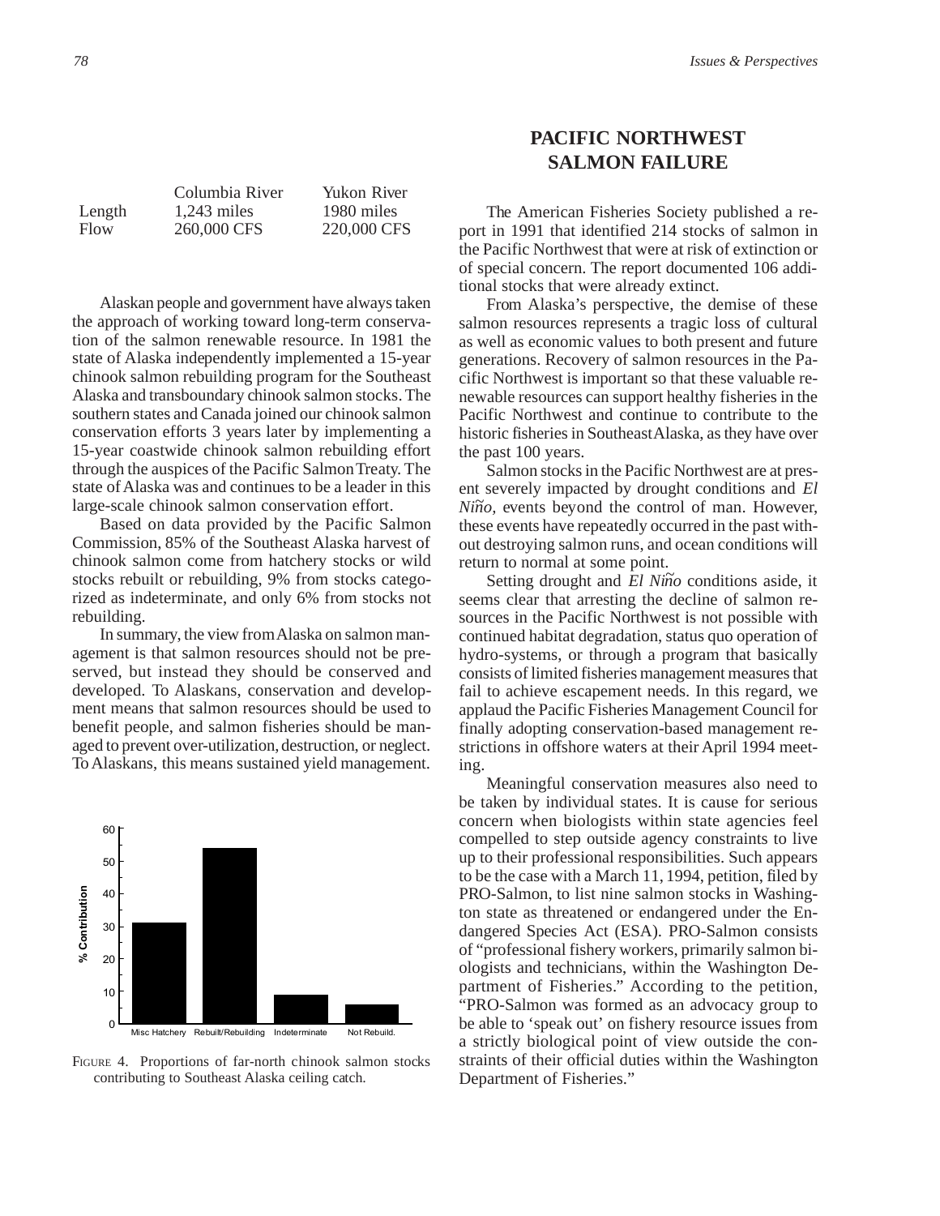| | Columbia River | Yukon River |
|---|---|---|
| Length | 1,243 miles | 1980 miles |
| Flow | 260,000 CFS | 220,000 CFS |

Alaskan people and government have always taken the approach of working toward long-term conservation of the salmon renewable resource. In 1981 the state of Alaska independently implemented a 15-year chinook salmon rebuilding program for the Southeast Alaska and transboundary chinook salmon stocks. The southern states and Canada joined our chinook salmon conservation efforts 3 years later by implementing a 15-year coastwide chinook salmon rebuilding effort through the auspices of the Pacific Salmon Treaty. The state of Alaska was and continues to be a leader in this large-scale chinook salmon conservation effort.

Based on data provided by the Pacific Salmon Commission, 85% of the Southeast Alaska harvest of chinook salmon come from hatchery stocks or wild stocks rebuilt or rebuilding, 9% from stocks categorized as indeterminate, and only 6% from stocks not rebuilding.

In summary, the view from Alaska on salmon management is that salmon resources should not be preserved, but instead they should be conserved and developed. To Alaskans, conservation and development means that salmon resources should be used to benefit people, and salmon fisheries should be managed to prevent over-utilization, destruction, or neglect. To Alaskans, this means sustained yield management.

FIGURE 4. Proportions of far-north chinook salmon stocks contributing to Southeast Alaska ceiling catch.

## PACIFIC NORTHWEST SALMON FAILURE

The American Fisheries Society published a report in 1991 that identified 214 stocks of salmon in the Pacific Northwest that were at risk of extinction or of special concern. The report documented 106 additional stocks that were already extinct.

From Alaska's perspective, the demise of these salmon resources represents a tragic loss of cultural as well as economic values to both present and future generations. Recovery of salmon resources in the Pacific Northwest is important so that these valuable renewable resources can support healthy fisheries in the Pacific Northwest and continue to contribute to the historic fisheries in Southeast Alaska, as they have over the past 100 years.

Salmon stocks in the Pacific Northwest are at present severely impacted by drought conditions and *El Niño*, events beyond the control of man. However, these events have repeatedly occurred in the past without destroying salmon runs, and ocean conditions will return to normal at some point.

Setting drought and *El Niño* conditions aside, it seems clear that arresting the decline of salmon resources in the Pacific Northwest is not possible with continued habitat degradation, status quo operation of hydro-systems, or through a program that basically consists of limited fisheries management measures that fail to achieve escapement needs. In this regard, we applaud the Pacific Fisheries Management Council for finally adopting conservation-based management restrictions in offshore waters at their April 1994 meeting.

Meaningful conservation measures also need to be taken by individual states. It is cause for serious concern when biologists within state agencies feel compelled to step outside agency constraints to live up to their professional responsibilities. Such appears to be the case with a March 11, 1994, petition, filed by PRO-Salmon, to list nine salmon stocks in Washington state as threatened or endangered under the Endangered Species Act (ESA). PRO-Salmon consists of "professional fishery workers, primarily salmon biologists and technicians, within the Washington Department of Fisheries." According to the petition, "PRO-Salmon was formed as an advocacy group to be able to 'speak out' on fishery resource issues from a strictly biological point of view outside the constraints of their official duties within the Washington Department of Fisheries."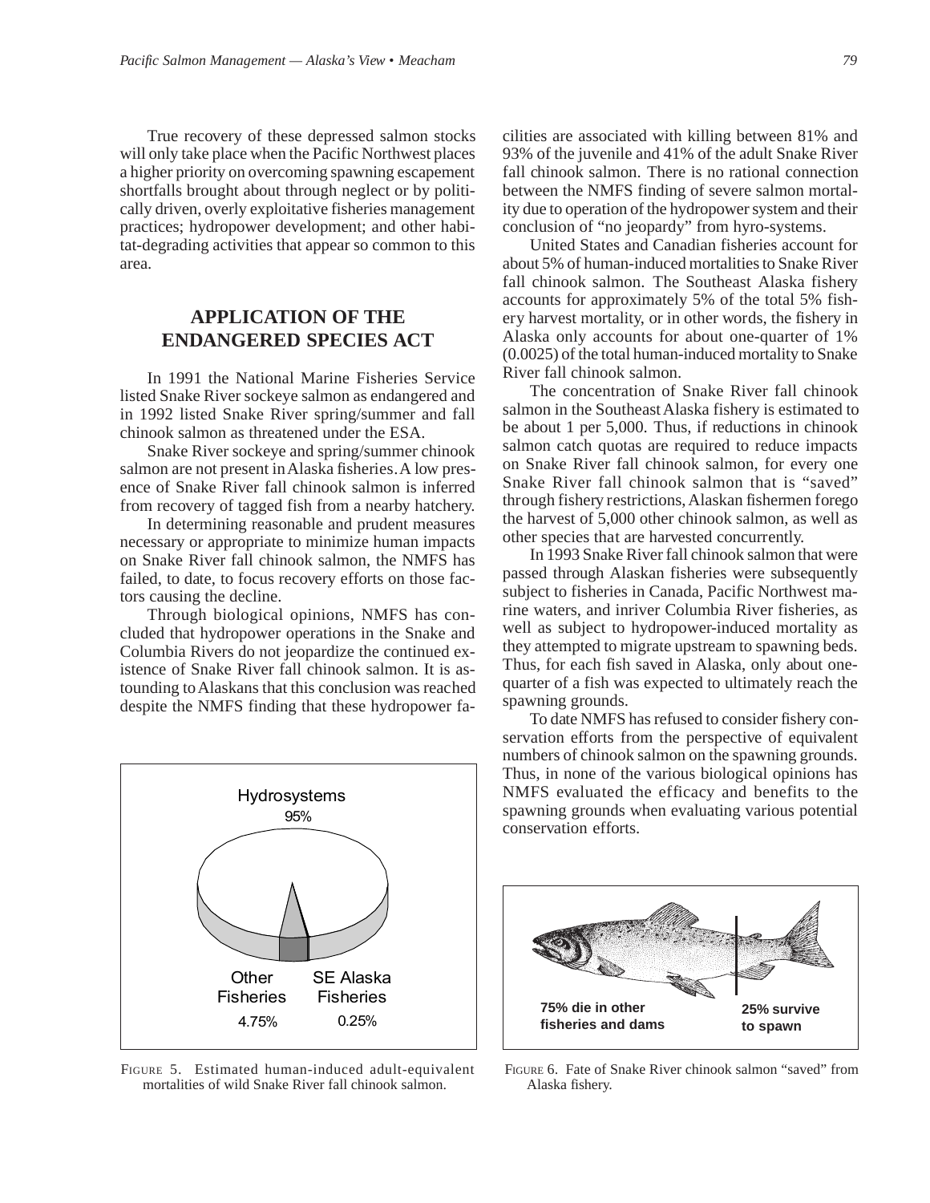True recovery of these depressed salmon stocks will only take place when the Pacific Northwest places a higher priority on overcoming spawning escapement shortfalls brought about through neglect or by politically driven, overly exploitative fisheries management practices; hydropower development; and other habitat-degrading activities that appear so common to this area.

## APPLICATION OF THE ENDANGERED SPECIES ACT

In 1991 the National Marine Fisheries Service listed Snake River sockeye salmon as endangered and in 1992 listed Snake River spring/summer and fall chinook salmon as threatened under the ESA.

Snake River sockeye and spring/summer chinook salmon are not present in Alaska fisheries. A low presence of Snake River fall chinook salmon is inferred from recovery of tagged fish from a nearby hatchery.

In determining reasonable and prudent measures necessary or appropriate to minimize human impacts on Snake River fall chinook salmon, the NMFS has failed, to date, to focus recovery efforts on those factors causing the decline.

Through biological opinions, NMFS has concluded that hydropower operations in the Snake and Columbia Rivers do not jeopardize the continued existence of Snake River fall chinook salmon. It is astounding to Alaskans that this conclusion was reached despite the NMFS finding that these hydropower facilities are associated with killing between 81% and 93% of the juvenile and 41% of the adult Snake River fall chinook salmon. There is no rational connection between the NMFS finding of severe salmon mortality due to operation of the hydropower system and their conclusion of "no jeopardy" from hyro-systems.

United States and Canadian fisheries account for about 5% of human-induced mortalities to Snake River fall chinook salmon. The Southeast Alaska fishery accounts for approximately 5% of the total 5% fishery harvest mortality, or in other words, the fishery in Alaska only accounts for about one-quarter of 1% (0.0025) of the total human-induced mortality to Snake River fall chinook salmon.

The concentration of Snake River fall chinook salmon in the Southeast Alaska fishery is estimated to be about 1 per 5,000. Thus, if reductions in chinook salmon catch quotas are required to reduce impacts on Snake River fall chinook salmon, for every one Snake River fall chinook salmon that is "saved" through fishery restrictions, Alaskan fishermen forego the harvest of 5,000 other chinook salmon, as well as other species that are harvested concurrently.

In 1993 Snake River fall chinook salmon that were passed through Alaskan fisheries were subsequently subject to fisheries in Canada, Pacific Northwest marine waters, and inriver Columbia River fisheries, as well as subject to hydropower-induced mortality as they attempted to migrate upstream to spawning beds. Thus, for each fish saved in Alaska, only about one-quarter of a fish was expected to ultimately reach the spawning grounds.

To date NMFS has refused to consider fishery conservation efforts from the perspective of equivalent numbers of chinook salmon on the spawning grounds. Thus, in none of the various biological opinions has NMFS evaluated the efficacy and benefits to the spawning grounds when evaluating various potential conservation efforts.

Hydrosystems 95%; Other Fisheries 4.75%; SE Alaska Fisheries 0.25%

FIGURE 5. Estimated human-induced adult-equivalent mortalities of wild Snake River fall chinook salmon.

75% die in other fisheries and dams; 25% survive to spawn

FIGURE 6. Fate of Snake River chinook salmon "saved" from Alaska fishery.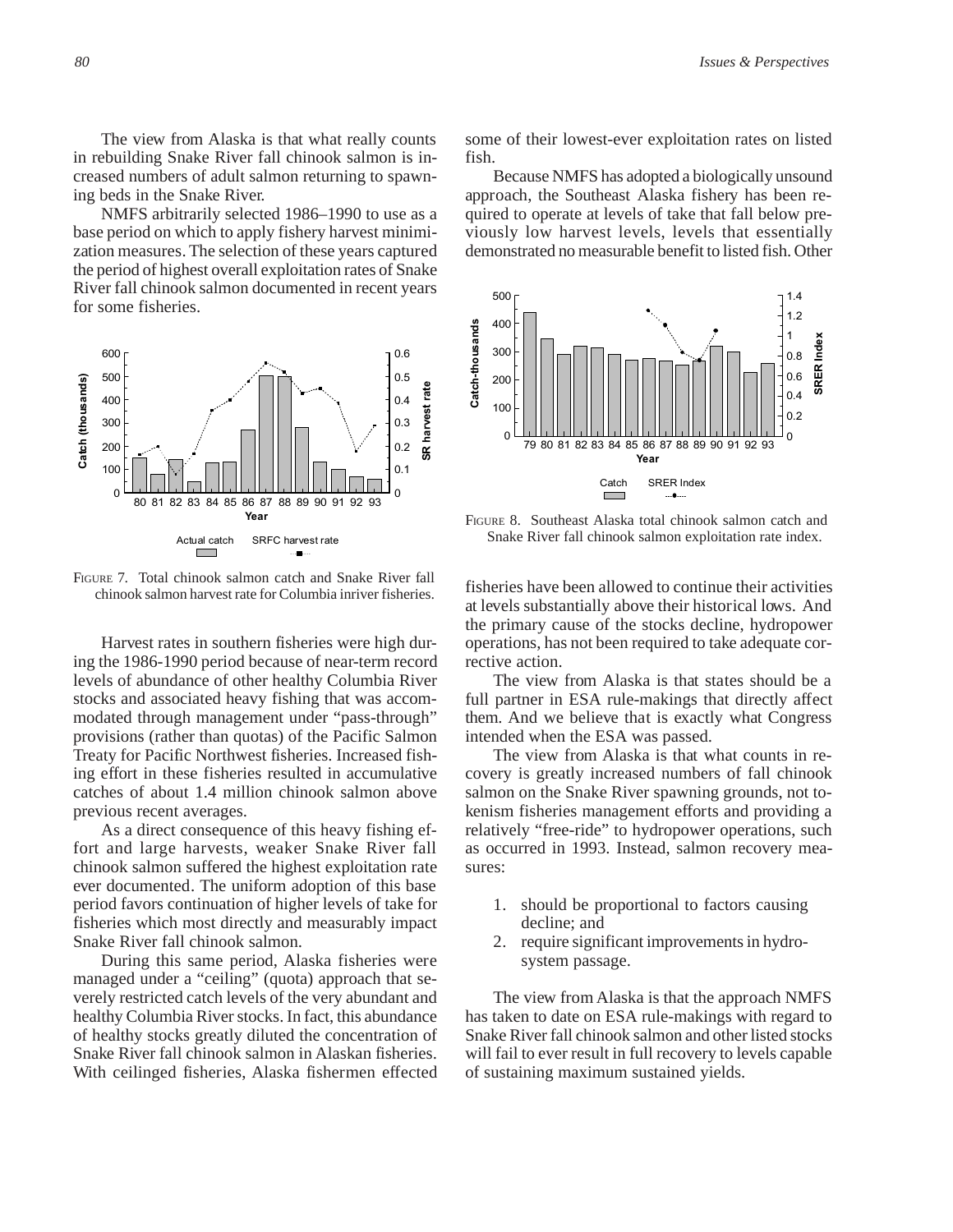The view from Alaska is that what really counts in rebuilding Snake River fall chinook salmon is increased numbers of adult salmon returning to spawning beds in the Snake River.

NMFS arbitrarily selected 1986–1990 to use as a base period on which to apply fishery harvest minimization measures. The selection of these years captured the period of highest overall exploitation rates of Snake River fall chinook salmon documented in recent years for some fisheries.

FIGURE 7. Total chinook salmon catch and Snake River fall chinook salmon harvest rate for Columbia inriver fisheries.

Harvest rates in southern fisheries were high during the 1986-1990 period because of near-term record levels of abundance of other healthy Columbia River stocks and associated heavy fishing that was accommodated through management under "pass-through" provisions (rather than quotas) of the Pacific Salmon Treaty for Pacific Northwest fisheries. Increased fishing effort in these fisheries resulted in accumulative catches of about 1.4 million chinook salmon above previous recent averages.

As a direct consequence of this heavy fishing effort and large harvests, weaker Snake River fall chinook salmon suffered the highest exploitation rate ever documented. The uniform adoption of this base period favors continuation of higher levels of take for fisheries which most directly and measurably impact Snake River fall chinook salmon.

During this same period, Alaska fisheries were managed under a "ceiling" (quota) approach that severely restricted catch levels of the very abundant and healthy Columbia River stocks. In fact, this abundance of healthy stocks greatly diluted the concentration of Snake River fall chinook salmon in Alaskan fisheries. With ceilinged fisheries, Alaska fishermen effected some of their lowest-ever exploitation rates on listed fish.

Because NMFS has adopted a biologically unsound approach, the Southeast Alaska fishery has been required to operate at levels of take that fall below previously low harvest levels, levels that essentially demonstrated no measurable benefit to listed fish. Other fisheries have been allowed to continue their activities at levels substantially above their historical lows. And the primary cause of the stocks decline, hydropower operations, has not been required to take adequate corrective action.

FIGURE 8. Southeast Alaska total chinook salmon catch and Snake River fall chinook salmon exploitation rate index.

The view from Alaska is that states should be a full partner in ESA rule-makings that directly affect them. And we believe that is exactly what Congress intended when the ESA was passed.

The view from Alaska is that what counts in recovery is greatly increased numbers of fall chinook salmon on the Snake River spawning grounds, not tokenism fisheries management efforts and providing a relatively "free-ride" to hydropower operations, such as occurred in 1993. Instead, salmon recovery measures:

1. should be proportional to factors causing decline; and
2. require significant improvements in hydrosystem passage.

The view from Alaska is that the approach NMFS has taken to date on ESA rule-makings with regard to Snake River fall chinook salmon and other listed stocks will fail to ever result in full recovery to levels capable of sustaining maximum sustained yields.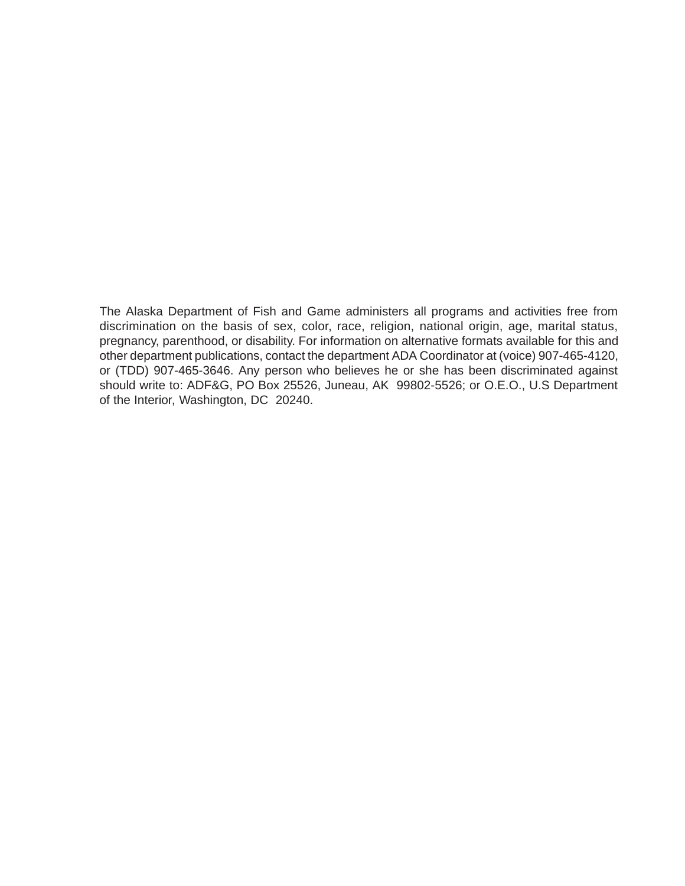The Alaska Department of Fish and Game administers all programs and activities free from discrimination on the basis of sex, color, race, religion, national origin, age, marital status, pregnancy, parenthood, or disability. For information on alternative formats available for this and other department publications, contact the department ADA Coordinator at (voice) 907-465-4120, or (TDD) 907-465-3646. Any person who believes he or she has been discriminated against should write to: ADF&G, PO Box 25526, Juneau, AK 99802-5526; or O.E.O., U.S Department of the Interior, Washington, DC 20240.